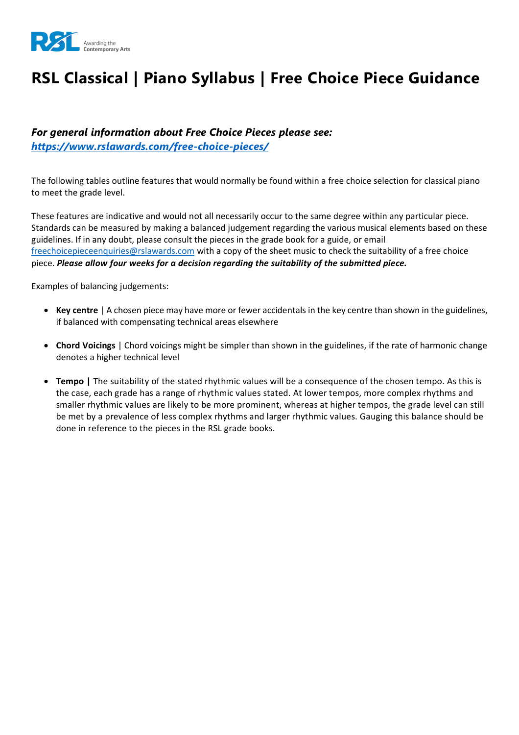# RSL Classical | Piano Syllabus | Free Choice Piece Guidance

***For general information about Free Choice Pieces please see:***
***[https://www.rslawards.com/free-choice-pieces/](https://www.rslawards.com/free-choice-pieces/)***

The following tables outline features that would normally be found within a free choice selection for classical piano to meet the grade level.

These features are indicative and would not all necessarily occur to the same degree within any particular piece. Standards can be measured by making a balanced judgement regarding the various musical elements based on these guidelines. If in any doubt, please consult the pieces in the grade book for a guide, or email [freechoicepieceenquiries@rslawards.com](mailto:freechoicepieceenquiries@rslawards.com) with a copy of the sheet music to check the suitability of a free choice piece. ***Please allow four weeks for a decision regarding the suitability of the submitted piece.***

Examples of balancing judgements:

- **Key centre** | A chosen piece may have more or fewer accidentals in the key centre than shown in the guidelines, if balanced with compensating technical areas elsewhere

- **Chord Voicings** | Chord voicings might be simpler than shown in the guidelines, if the rate of harmonic change denotes a higher technical level

- **Tempo |** The suitability of the stated rhythmic values will be a consequence of the chosen tempo. As this is the case, each grade has a range of rhythmic values stated. At lower tempos, more complex rhythms and smaller rhythmic values are likely to be more prominent, whereas at higher tempos, the grade level can still be met by a prevalence of less complex rhythms and larger rhythmic values. Gauging this balance should be done in reference to the pieces in the RSL grade books.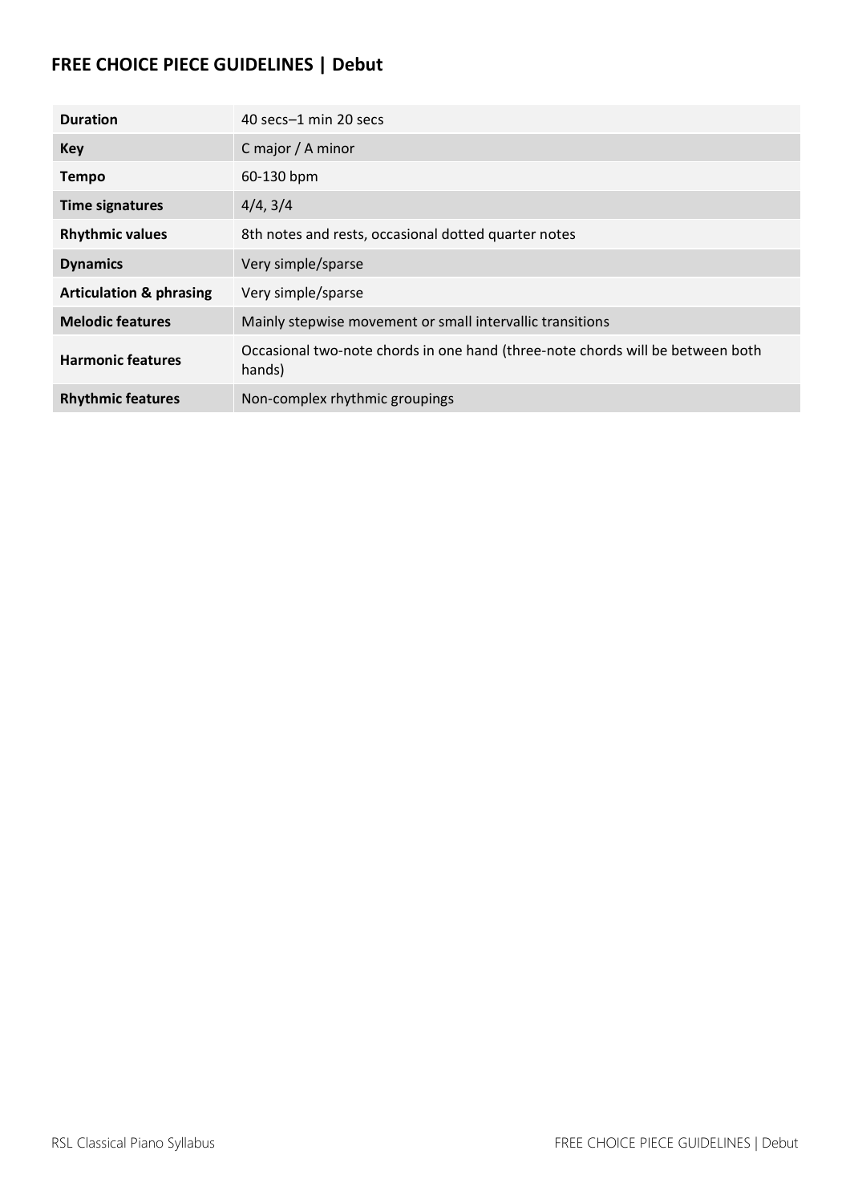## FREE CHOICE PIECE GUIDELINES | Debut

| | |
|---|---|
| **Duration** | 40 secs–1 min 20 secs |
| **Key** | C major / A minor |
| **Tempo** | 60-130 bpm |
| **Time signatures** | 4/4, 3/4 |
| **Rhythmic values** | 8th notes and rests, occasional dotted quarter notes |
| **Dynamics** | Very simple/sparse |
| **Articulation & phrasing** | Very simple/sparse |
| **Melodic features** | Mainly stepwise movement or small intervallic transitions |
| **Harmonic features** | Occasional two-note chords in one hand (three-note chords will be between both hands) |
| **Rhythmic features** | Non-complex rhythmic groupings |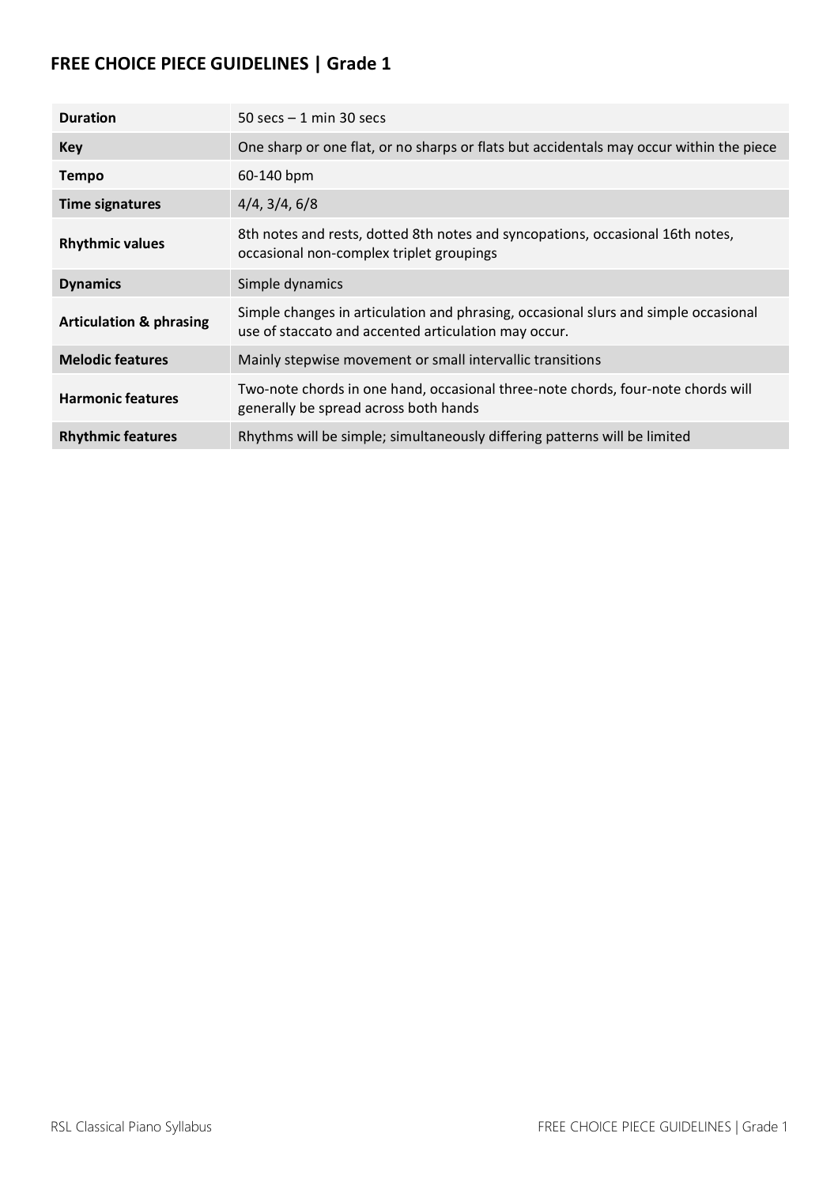## FREE CHOICE PIECE GUIDELINES | Grade 1

| | |
|---|---|
| **Duration** | 50 secs – 1 min 30 secs |
| **Key** | One sharp or one flat, or no sharps or flats but accidentals may occur within the piece |
| **Tempo** | 60-140 bpm |
| **Time signatures** | 4/4, 3/4, 6/8 |
| **Rhythmic values** | 8th notes and rests, dotted 8th notes and syncopations, occasional 16th notes, occasional non-complex triplet groupings |
| **Dynamics** | Simple dynamics |
| **Articulation & phrasing** | Simple changes in articulation and phrasing, occasional slurs and simple occasional use of staccato and accented articulation may occur. |
| **Melodic features** | Mainly stepwise movement or small intervallic transitions |
| **Harmonic features** | Two-note chords in one hand, occasional three-note chords, four-note chords will generally be spread across both hands |
| **Rhythmic features** | Rhythms will be simple; simultaneously differing patterns will be limited |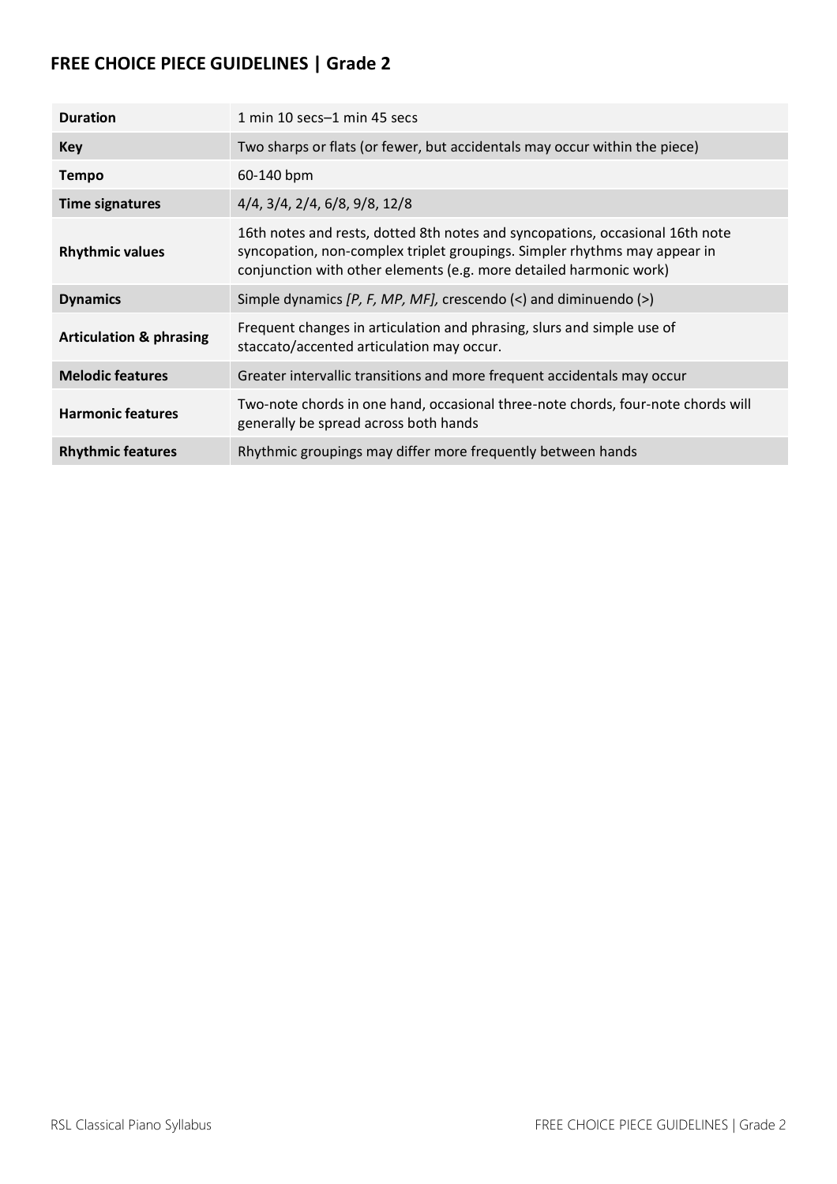## FREE CHOICE PIECE GUIDELINES | Grade 2

| | |
|---|---|
| **Duration** | 1 min 10 secs–1 min 45 secs |
| **Key** | Two sharps or flats (or fewer, but accidentals may occur within the piece) |
| **Tempo** | 60-140 bpm |
| **Time signatures** | 4/4, 3/4, 2/4, 6/8, 9/8, 12/8 |
| **Rhythmic values** | 16th notes and rests, dotted 8th notes and syncopations, occasional 16th note syncopation, non-complex triplet groupings. Simpler rhythms may appear in conjunction with other elements (e.g. more detailed harmonic work) |
| **Dynamics** | Simple dynamics *[P, F, MP, MF],* crescendo (<) and diminuendo (>) |
| **Articulation & phrasing** | Frequent changes in articulation and phrasing, slurs and simple use of staccato/accented articulation may occur. |
| **Melodic features** | Greater intervallic transitions and more frequent accidentals may occur |
| **Harmonic features** | Two-note chords in one hand, occasional three-note chords, four-note chords will generally be spread across both hands |
| **Rhythmic features** | Rhythmic groupings may differ more frequently between hands |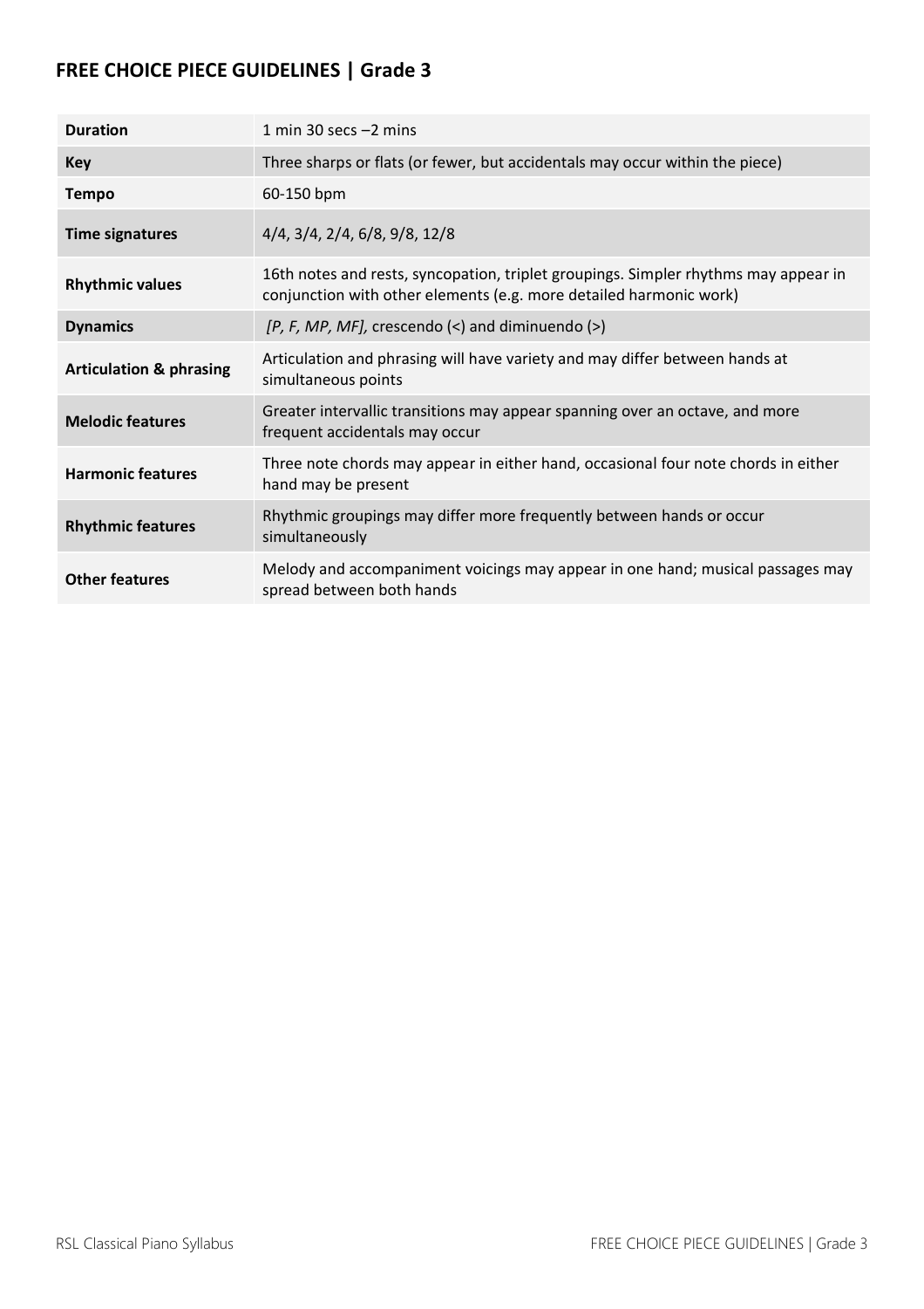## FREE CHOICE PIECE GUIDELINES | Grade 3

| | |
|---|---|
| **Duration** | 1 min 30 secs –2 mins |
| **Key** | Three sharps or flats (or fewer, but accidentals may occur within the piece) |
| **Tempo** | 60-150 bpm |
| **Time signatures** | 4/4, 3/4, 2/4, 6/8, 9/8, 12/8 |
| **Rhythmic values** | 16th notes and rests, syncopation, triplet groupings. Simpler rhythms may appear in conjunction with other elements (e.g. more detailed harmonic work) |
| **Dynamics** | *[P, F, MP, MF],* crescendo (<) and diminuendo (>) |
| **Articulation & phrasing** | Articulation and phrasing will have variety and may differ between hands at simultaneous points |
| **Melodic features** | Greater intervallic transitions may appear spanning over an octave, and more frequent accidentals may occur |
| **Harmonic features** | Three note chords may appear in either hand, occasional four note chords in either hand may be present |
| **Rhythmic features** | Rhythmic groupings may differ more frequently between hands or occur simultaneously |
| **Other features** | Melody and accompaniment voicings may appear in one hand; musical passages may spread between both hands |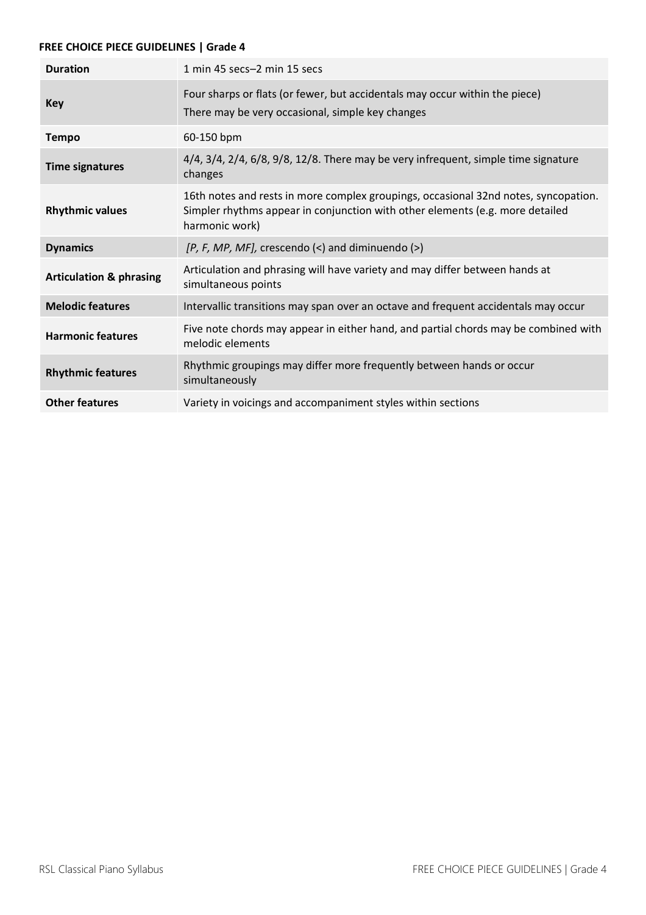**FREE CHOICE PIECE GUIDELINES | Grade 4**

| | |
|---|---|
| **Duration** | 1 min 45 secs–2 min 15 secs |
| **Key** | Four sharps or flats (or fewer, but accidentals may occur within the piece)<br>There may be very occasional, simple key changes |
| **Tempo** | 60-150 bpm |
| **Time signatures** | 4/4, 3/4, 2/4, 6/8, 9/8, 12/8. There may be very infrequent, simple time signature changes |
| **Rhythmic values** | 16th notes and rests in more complex groupings, occasional 32nd notes, syncopation. Simpler rhythms appear in conjunction with other elements (e.g. more detailed harmonic work) |
| **Dynamics** | *[P, F, MP, MF],* crescendo (<) and diminuendo (>) |
| **Articulation & phrasing** | Articulation and phrasing will have variety and may differ between hands at simultaneous points |
| **Melodic features** | Intervallic transitions may span over an octave and frequent accidentals may occur |
| **Harmonic features** | Five note chords may appear in either hand, and partial chords may be combined with melodic elements |
| **Rhythmic features** | Rhythmic groupings may differ more frequently between hands or occur simultaneously |
| **Other features** | Variety in voicings and accompaniment styles within sections |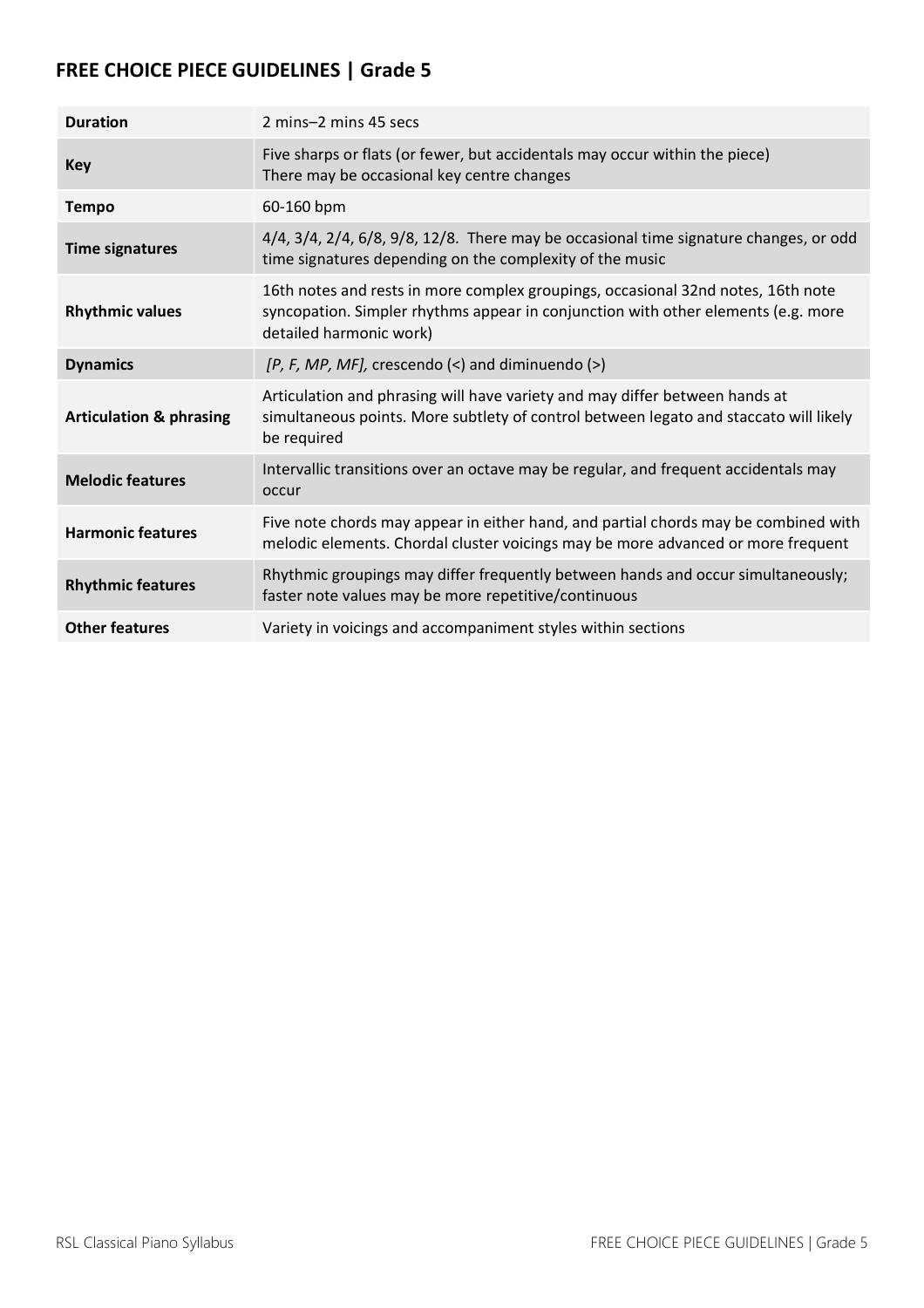## FREE CHOICE PIECE GUIDELINES | Grade 5

| | |
|---|---|
| **Duration** | 2 mins–2 mins 45 secs |
| **Key** | Five sharps or flats (or fewer, but accidentals may occur within the piece)<br>There may be occasional key centre changes |
| **Tempo** | 60-160 bpm |
| **Time signatures** | 4/4, 3/4, 2/4, 6/8, 9/8, 12/8. There may be occasional time signature changes, or odd time signatures depending on the complexity of the music |
| **Rhythmic values** | 16th notes and rests in more complex groupings, occasional 32nd notes, 16th note syncopation. Simpler rhythms appear in conjunction with other elements (e.g. more detailed harmonic work) |
| **Dynamics** | *[P, F, MP, MF],* crescendo (<) and diminuendo (>) |
| **Articulation & phrasing** | Articulation and phrasing will have variety and may differ between hands at simultaneous points. More subtlety of control between legato and staccato will likely be required |
| **Melodic features** | Intervallic transitions over an octave may be regular, and frequent accidentals may occur |
| **Harmonic features** | Five note chords may appear in either hand, and partial chords may be combined with melodic elements. Chordal cluster voicings may be more advanced or more frequent |
| **Rhythmic features** | Rhythmic groupings may differ frequently between hands and occur simultaneously; faster note values may be more repetitive/continuous |
| **Other features** | Variety in voicings and accompaniment styles within sections |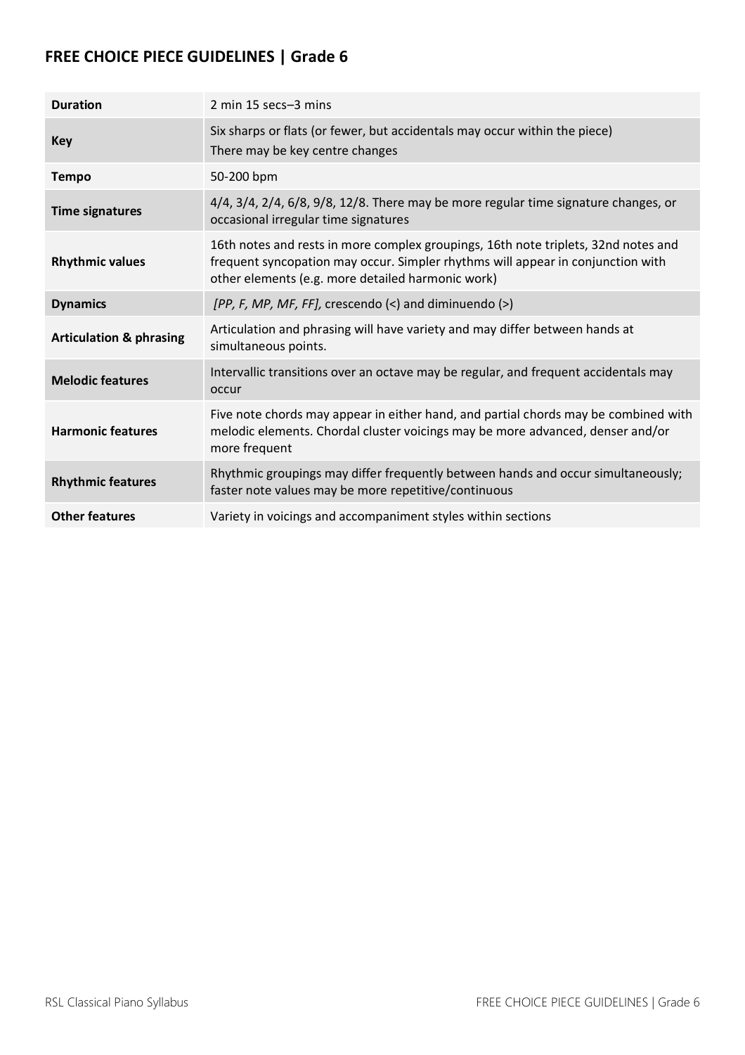## FREE CHOICE PIECE GUIDELINES | Grade 6

| | |
|---|---|
| **Duration** | 2 min 15 secs–3 mins |
| **Key** | Six sharps or flats (or fewer, but accidentals may occur within the piece)<br>There may be key centre changes |
| **Tempo** | 50-200 bpm |
| **Time signatures** | 4/4, 3/4, 2/4, 6/8, 9/8, 12/8. There may be more regular time signature changes, or occasional irregular time signatures |
| **Rhythmic values** | 16th notes and rests in more complex groupings, 16th note triplets, 32nd notes and frequent syncopation may occur. Simpler rhythms will appear in conjunction with other elements (e.g. more detailed harmonic work) |
| **Dynamics** | *[PP, F, MP, MF, FF],* crescendo (<) and diminuendo (>) |
| **Articulation & phrasing** | Articulation and phrasing will have variety and may differ between hands at simultaneous points. |
| **Melodic features** | Intervallic transitions over an octave may be regular, and frequent accidentals may occur |
| **Harmonic features** | Five note chords may appear in either hand, and partial chords may be combined with melodic elements. Chordal cluster voicings may be more advanced, denser and/or more frequent |
| **Rhythmic features** | Rhythmic groupings may differ frequently between hands and occur simultaneously; faster note values may be more repetitive/continuous |
| **Other features** | Variety in voicings and accompaniment styles within sections |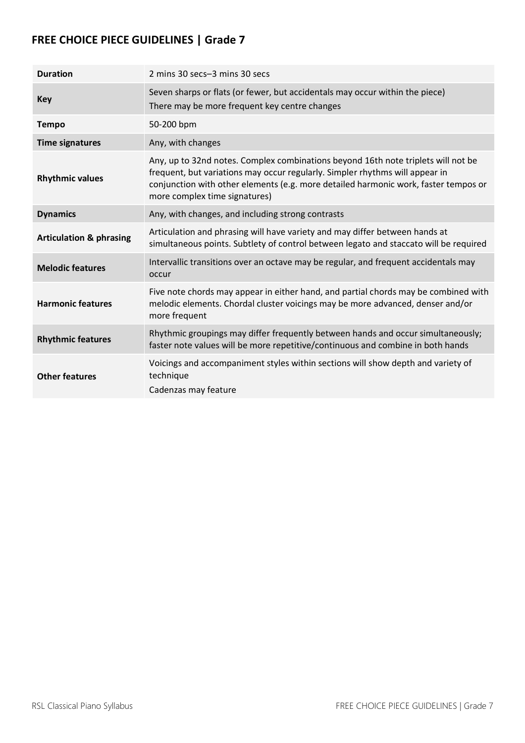## FREE CHOICE PIECE GUIDELINES | Grade 7

| | |
|---|---|
| **Duration** | 2 mins 30 secs–3 mins 30 secs |
| **Key** | Seven sharps or flats (or fewer, but accidentals may occur within the piece)<br>There may be more frequent key centre changes |
| **Tempo** | 50-200 bpm |
| **Time signatures** | Any, with changes |
| **Rhythmic values** | Any, up to 32nd notes. Complex combinations beyond 16th note triplets will not be frequent, but variations may occur regularly. Simpler rhythms will appear in conjunction with other elements (e.g. more detailed harmonic work, faster tempos or more complex time signatures) |
| **Dynamics** | Any, with changes, and including strong contrasts |
| **Articulation & phrasing** | Articulation and phrasing will have variety and may differ between hands at simultaneous points. Subtlety of control between legato and staccato will be required |
| **Melodic features** | Intervallic transitions over an octave may be regular, and frequent accidentals may occur |
| **Harmonic features** | Five note chords may appear in either hand, and partial chords may be combined with melodic elements. Chordal cluster voicings may be more advanced, denser and/or more frequent |
| **Rhythmic features** | Rhythmic groupings may differ frequently between hands and occur simultaneously; faster note values will be more repetitive/continuous and combine in both hands |
| **Other features** | Voicings and accompaniment styles within sections will show depth and variety of technique<br>Cadenzas may feature |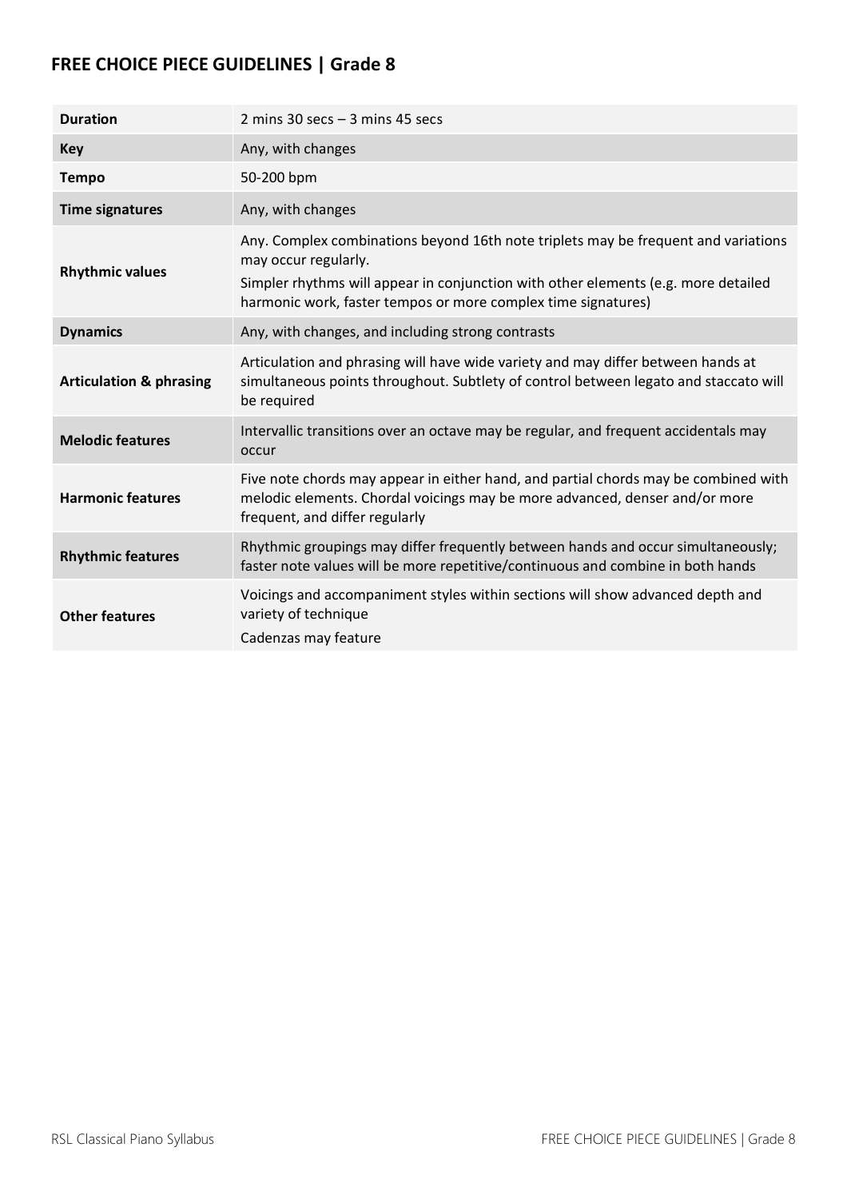## FREE CHOICE PIECE GUIDELINES | Grade 8

| | |
|---|---|
| **Duration** | 2 mins 30 secs – 3 mins 45 secs |
| **Key** | Any, with changes |
| **Tempo** | 50-200 bpm |
| **Time signatures** | Any, with changes |
| **Rhythmic values** | Any. Complex combinations beyond 16th note triplets may be frequent and variations may occur regularly.<br>Simpler rhythms will appear in conjunction with other elements (e.g. more detailed harmonic work, faster tempos or more complex time signatures) |
| **Dynamics** | Any, with changes, and including strong contrasts |
| **Articulation & phrasing** | Articulation and phrasing will have wide variety and may differ between hands at simultaneous points throughout. Subtlety of control between legato and staccato will be required |
| **Melodic features** | Intervallic transitions over an octave may be regular, and frequent accidentals may occur |
| **Harmonic features** | Five note chords may appear in either hand, and partial chords may be combined with melodic elements. Chordal voicings may be more advanced, denser and/or more frequent, and differ regularly |
| **Rhythmic features** | Rhythmic groupings may differ frequently between hands and occur simultaneously; faster note values will be more repetitive/continuous and combine in both hands |
| **Other features** | Voicings and accompaniment styles within sections will show advanced depth and variety of technique<br>Cadenzas may feature |